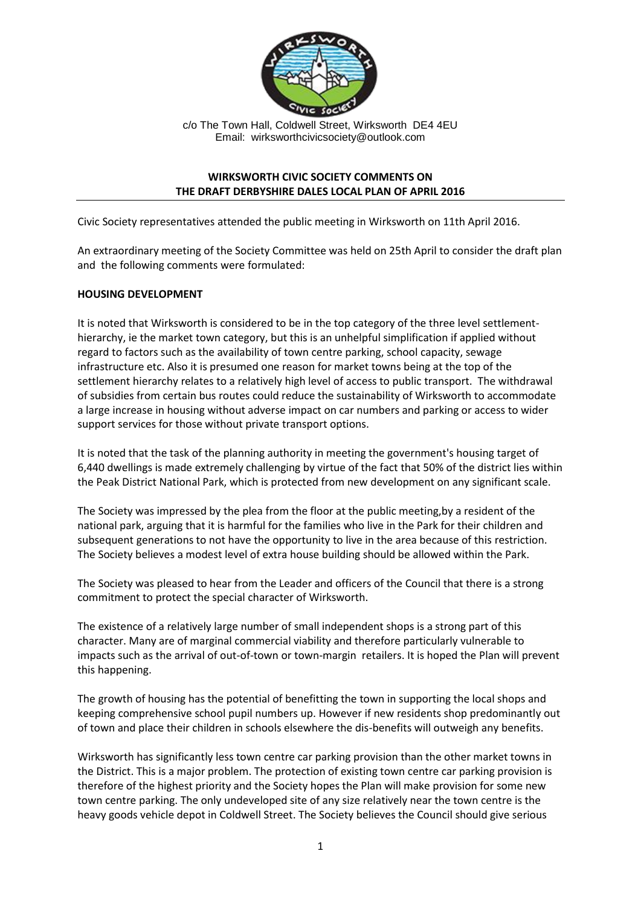c/o The Town Hall, Coldwell Street, Wirksworth DE4 4EU
Email: wirksworthcivicsociety@outlook.com

## WIRKSWORTH CIVIC SOCIETY COMMENTS ON THE DRAFT DERBYSHIRE DALES LOCAL PLAN OF APRIL 2016

Civic Society representatives attended the public meeting in Wirksworth on 11th April 2016.

An extraordinary meeting of the Society Committee was held on 25th April to consider the draft plan and the following comments were formulated:

### HOUSING DEVELOPMENT

It is noted that Wirksworth is considered to be in the top category of the three level settlement-hierarchy, ie the market town category, but this is an unhelpful simplification if applied without regard to factors such as the availability of town centre parking, school capacity, sewage infrastructure etc. Also it is presumed one reason for market towns being at the top of the settlement hierarchy relates to a relatively high level of access to public transport. The withdrawal of subsidies from certain bus routes could reduce the sustainability of Wirksworth to accommodate a large increase in housing without adverse impact on car numbers and parking or access to wider support services for those without private transport options.

It is noted that the task of the planning authority in meeting the government's housing target of 6,440 dwellings is made extremely challenging by virtue of the fact that 50% of the district lies within the Peak District National Park, which is protected from new development on any significant scale.

The Society was impressed by the plea from the floor at the public meeting,by a resident of the national park, arguing that it is harmful for the families who live in the Park for their children and subsequent generations to not have the opportunity to live in the area because of this restriction. The Society believes a modest level of extra house building should be allowed within the Park.

The Society was pleased to hear from the Leader and officers of the Council that there is a strong commitment to protect the special character of Wirksworth.

The existence of a relatively large number of small independent shops is a strong part of this character. Many are of marginal commercial viability and therefore particularly vulnerable to impacts such as the arrival of out-of-town or town-margin retailers. It is hoped the Plan will prevent this happening.

The growth of housing has the potential of benefitting the town in supporting the local shops and keeping comprehensive school pupil numbers up. However if new residents shop predominantly out of town and place their children in schools elsewhere the dis-benefits will outweigh any benefits.

Wirksworth has significantly less town centre car parking provision than the other market towns in the District. This is a major problem. The protection of existing town centre car parking provision is therefore of the highest priority and the Society hopes the Plan will make provision for some new town centre parking. The only undeveloped site of any size relatively near the town centre is the heavy goods vehicle depot in Coldwell Street. The Society believes the Council should give serious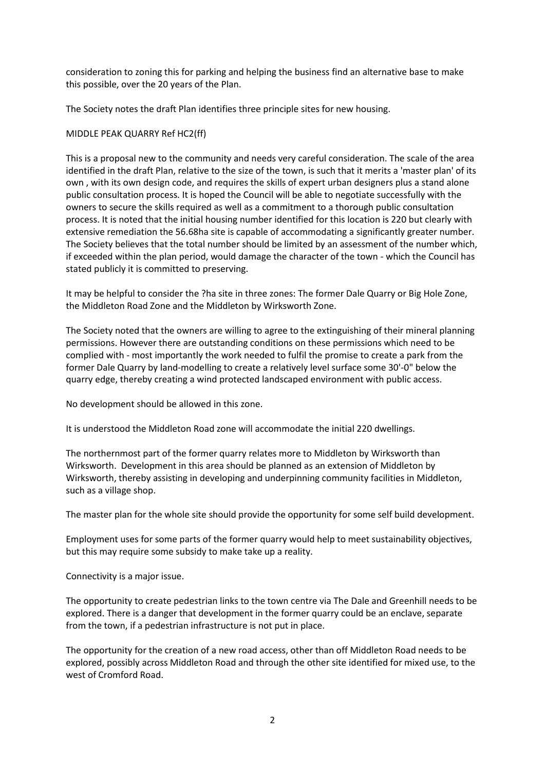consideration to zoning this for parking and helping the business find an alternative base to make this possible, over the 20 years of the Plan.

The Society notes the draft Plan identifies three principle sites for new housing.

MIDDLE PEAK QUARRY Ref HC2(ff)

This is a proposal new to the community and needs very careful consideration. The scale of the area identified in the draft Plan, relative to the size of the town, is such that it merits a 'master plan' of its own , with its own design code, and requires the skills of expert urban designers plus a stand alone public consultation process. It is hoped the Council will be able to negotiate successfully with the owners to secure the skills required as well as a commitment to a thorough public consultation process. It is noted that the initial housing number identified for this location is 220 but clearly with extensive remediation the 56.68ha site is capable of accommodating a significantly greater number. The Society believes that the total number should be limited by an assessment of the number which, if exceeded within the plan period, would damage the character of the town - which the Council has stated publicly it is committed to preserving.

It may be helpful to consider the ?ha site in three zones: The former Dale Quarry or Big Hole Zone, the Middleton Road Zone and the Middleton by Wirksworth Zone.

The Society noted that the owners are willing to agree to the extinguishing of their mineral planning permissions. However there are outstanding conditions on these permissions which need to be complied with - most importantly the work needed to fulfil the promise to create a park from the former Dale Quarry by land-modelling to create a relatively level surface some 30'-0" below the quarry edge, thereby creating a wind protected landscaped environment with public access.

No development should be allowed in this zone.

It is understood the Middleton Road zone will accommodate the initial 220 dwellings.

The northernmost part of the former quarry relates more to Middleton by Wirksworth than Wirksworth. Development in this area should be planned as an extension of Middleton by Wirksworth, thereby assisting in developing and underpinning community facilities in Middleton, such as a village shop.

The master plan for the whole site should provide the opportunity for some self build development.

Employment uses for some parts of the former quarry would help to meet sustainability objectives, but this may require some subsidy to make take up a reality.

Connectivity is a major issue.

The opportunity to create pedestrian links to the town centre via The Dale and Greenhill needs to be explored. There is a danger that development in the former quarry could be an enclave, separate from the town, if a pedestrian infrastructure is not put in place.

The opportunity for the creation of a new road access, other than off Middleton Road needs to be explored, possibly across Middleton Road and through the other site identified for mixed use, to the west of Cromford Road.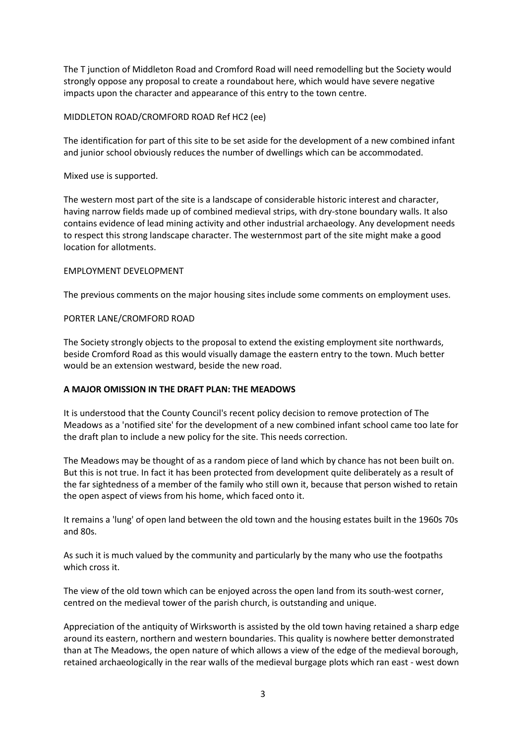The T junction of Middleton Road and Cromford Road will need remodelling but the Society would strongly oppose any proposal to create a roundabout here, which would have severe negative impacts upon the character and appearance of this entry to the town centre.

MIDDLETON ROAD/CROMFORD ROAD Ref HC2 (ee)

The identification for part of this site to be set aside for the development of a new combined infant and junior school obviously reduces the number of dwellings which can be accommodated.

Mixed use is supported.

The western most part of the site is a landscape of considerable historic interest and character, having narrow fields made up of combined medieval strips, with dry-stone boundary walls. It also contains evidence of lead mining activity and other industrial archaeology. Any development needs to respect this strong landscape character. The westernmost part of the site might make a good location for allotments.

EMPLOYMENT DEVELOPMENT

The previous comments on the major housing sites include some comments on employment uses.

PORTER LANE/CROMFORD ROAD

The Society strongly objects to the proposal to extend the existing employment site northwards, beside Cromford Road as this would visually damage the eastern entry to the town. Much better would be an extension westward, beside the new road.

**A MAJOR OMISSION IN THE DRAFT PLAN: THE MEADOWS**

It is understood that the County Council's recent policy decision to remove protection of The Meadows as a 'notified site' for the development of a new combined infant school came too late for the draft plan to include a new policy for the site. This needs correction.

The Meadows may be thought of as a random piece of land which by chance has not been built on. But this is not true. In fact it has been protected from development quite deliberately as a result of the far sightedness of a member of the family who still own it, because that person wished to retain the open aspect of views from his home, which faced onto it.

It remains a 'lung' of open land between the old town and the housing estates built in the 1960s 70s and 80s.

As such it is much valued by the community and particularly by the many who use the footpaths which cross it.

The view of the old town which can be enjoyed across the open land from its south-west corner, centred on the medieval tower of the parish church, is outstanding and unique.

Appreciation of the antiquity of Wirksworth is assisted by the old town having retained a sharp edge around its eastern, northern and western boundaries. This quality is nowhere better demonstrated than at The Meadows, the open nature of which allows a view of the edge of the medieval borough, retained archaeologically in the rear walls of the medieval burgage plots which ran east - west down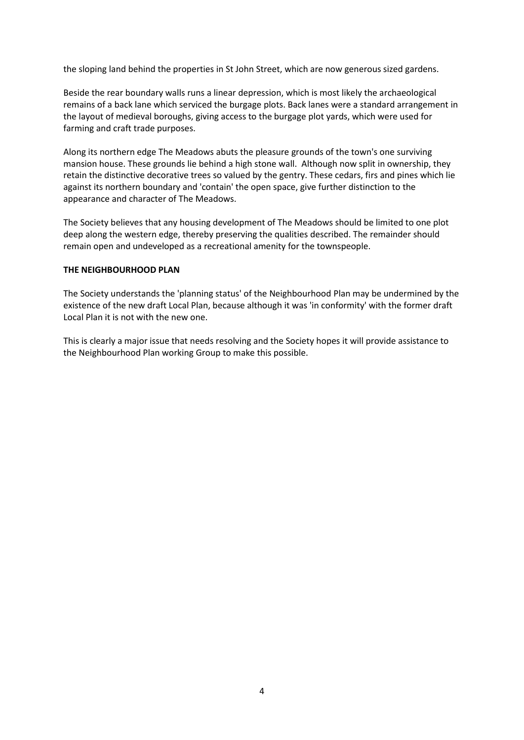the sloping land behind the properties in St John Street, which are now generous sized gardens.

Beside the rear boundary walls runs a linear depression, which is most likely the archaeological remains of a back lane which serviced the burgage plots. Back lanes were a standard arrangement in the layout of medieval boroughs, giving access to the burgage plot yards, which were used for farming and craft trade purposes.

Along its northern edge The Meadows abuts the pleasure grounds of the town's one surviving mansion house. These grounds lie behind a high stone wall. Although now split in ownership, they retain the distinctive decorative trees so valued by the gentry. These cedars, firs and pines which lie against its northern boundary and 'contain' the open space, give further distinction to the appearance and character of The Meadows.

The Society believes that any housing development of The Meadows should be limited to one plot deep along the western edge, thereby preserving the qualities described. The remainder should remain open and undeveloped as a recreational amenity for the townspeople.

**THE NEIGHBOURHOOD PLAN**

The Society understands the 'planning status' of the Neighbourhood Plan may be undermined by the existence of the new draft Local Plan, because although it was 'in conformity' with the former draft Local Plan it is not with the new one.

This is clearly a major issue that needs resolving and the Society hopes it will provide assistance to the Neighbourhood Plan working Group to make this possible.